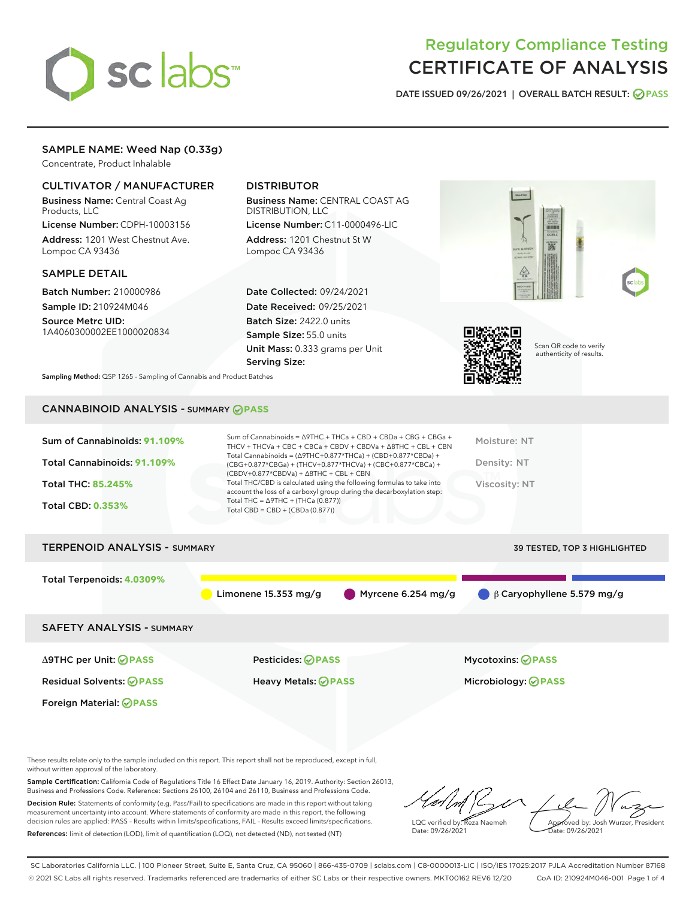# Regulatory Compliance Testing
# CERTIFICATE OF ANALYSIS

DATE ISSUED 09/26/2021 | OVERALL BATCH RESULT: PASS

## SAMPLE NAME: Weed Nap (0.33g)

Concentrate, Product Inhalable

### CULTIVATOR / MANUFACTURER

**Business Name:** Central Coast Ag Products, LLC

**License Number:** CDPH-10003156

**Address:** 1201 West Chestnut Ave. Lompoc CA 93436

### DISTRIBUTOR

**Business Name:** CENTRAL COAST AG DISTRIBUTION, LLC

**License Number:** C11-0000496-LIC

**Address:** 1201 Chestnut St W Lompoc CA 93436

### SAMPLE DETAIL

**Batch Number:** 210000986

**Sample ID:** 210924M046

**Source Metrc UID:** 1A4060300002EE1000020834

**Date Collected:** 09/24/2021

**Date Received:** 09/25/2021

**Batch Size:** 2422.0 units

**Sample Size:** 55.0 units

**Unit Mass:** 0.333 grams per Unit

**Serving Size:**

Scan QR code to verify authenticity of results.

**Sampling Method:** QSP 1265 - Sampling of Cannabis and Product Batches

## CANNABINOID ANALYSIS - SUMMARY PASS

Sum of Cannabinoids: **91.109%**

Total Cannabinoids: **91.109%**

Total THC: **85.245%**

Total CBD: **0.353%**

Sum of Cannabinoids = Δ9THC + THCa + CBD + CBDa + CBG + CBGa + THCV + THCVa + CBC + CBCa + CBDV + CBDVa + Δ8THC + CBL + CBN

Total Cannabinoids = (Δ9THC+0.877*THCa) + (CBD+0.877*CBDa) + (CBG+0.877*CBGa) + (THCV+0.877*THCVa) + (CBC+0.877*CBCa) + (CBDV+0.877*CBDVa) + Δ8THC + CBL + CBN

Total THC/CBD is calculated using the following formulas to take into account the loss of a carboxyl group during the decarboxylation step:

Total THC = Δ9THC + (THCa (0.877))

Total CBD = CBD + (CBDa (0.877))

Moisture: NT

Density: NT

Viscosity: NT

## TERPENOID ANALYSIS - SUMMARY

39 TESTED, TOP 3 HIGHLIGHTED

Total Terpenoids: **4.0309%**

Limonene 15.353 mg/g

Myrcene 6.254 mg/g

β Caryophyllene 5.579 mg/g

## SAFETY ANALYSIS - SUMMARY

Δ9THC per Unit: PASS

Pesticides: PASS

Mycotoxins: PASS

Residual Solvents: PASS

Heavy Metals: PASS

Microbiology: PASS

Foreign Material: PASS

These results relate only to the sample included on this report. This report shall not be reproduced, except in full, without written approval of the laboratory.

**Sample Certification:** California Code of Regulations Title 16 Effect Date January 16, 2019. Authority: Section 26013, Business and Professions Code. Reference: Sections 26100, 26104 and 26110, Business and Professions Code.

**Decision Rule:** Statements of conformity (e.g. Pass/Fail) to specifications are made in this report without taking measurement uncertainty into account. Where statements of conformity are made in this report, the following decision rules are applied: PASS – Results within limits/specifications, FAIL – Results exceed limits/specifications.

**References:** limit of detection (LOD), limit of quantification (LOQ), not detected (ND), not tested (NT)

LQC verified by: Reza Naemeh
Date: 09/26/2021

Approved by: Josh Wurzer, President
Date: 09/26/2021

SC Laboratories California LLC. | 100 Pioneer Street, Suite E, Santa Cruz, CA 95060 | 866-435-0709 | sclabs.com | C8-0000013-LIC | ISO/IES 17025:2017 PJLA Accreditation Number 87168

© 2021 SC Labs all rights reserved. Trademarks referenced are trademarks of either SC Labs or their respective owners. MKT00162 REV6 12/20 CoA ID: 210924M046-001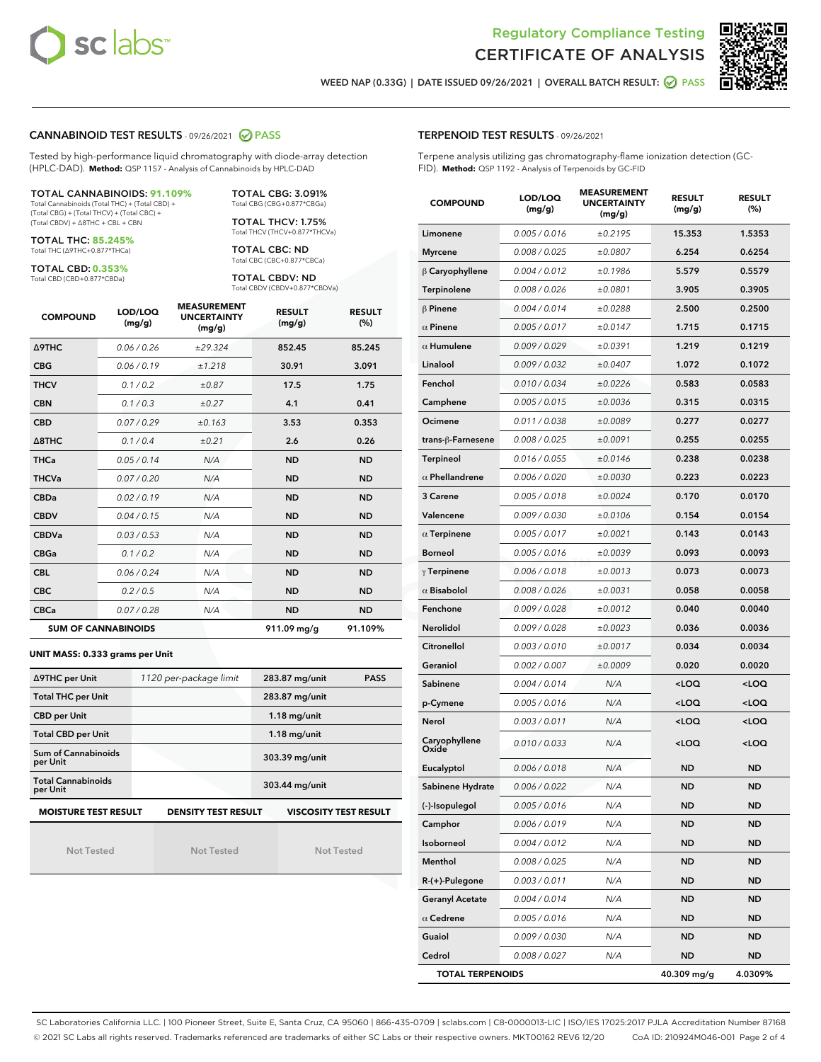Regulatory Compliance Testing
# CERTIFICATE OF ANALYSIS

WEED NAP (0.33G) | DATE ISSUED 09/26/2021 | OVERALL BATCH RESULT: PASS

## CANNABINOID TEST RESULTS - 09/26/2021 PASS

Tested by high-performance liquid chromatography with diode-array detection (HPLC-DAD). **Method:** QSP 1157 - Analysis of Cannabinoids by HPLC-DAD

**TOTAL CANNABINOIDS: 91.109%**
Total Cannabinoids (Total THC) + (Total CBD) + (Total CBG) + (Total THCV) + (Total CBC) + (Total CBDV) + Δ8THC + CBL + CBN

**TOTAL THC: 85.245%**
Total THC (Δ9THC+0.877*THCa)

**TOTAL CBD: 0.353%**
Total CBD (CBD+0.877*CBDa)

**TOTAL CBG: 3.091%**
Total CBG (CBG+0.877*CBGa)

**TOTAL THCV: 1.75%**
Total THCV (THCV+0.877*THCVa)

**TOTAL CBC: ND**
Total CBC (CBC+0.877*CBCa)

**TOTAL CBDV: ND**
Total CBDV (CBDV+0.877*CBDVa)

| COMPOUND | LOD/LOQ (mg/g) | MEASUREMENT UNCERTAINTY (mg/g) | RESULT (mg/g) | RESULT (%) |
|---|---|---|---|---|
| Δ9THC | 0.06 / 0.26 | ±29.324 | 852.45 | 85.245 |
| CBG | 0.06 / 0.19 | ±1.218 | 30.91 | 3.091 |
| THCV | 0.1 / 0.2 | ±0.87 | 17.5 | 1.75 |
| CBN | 0.1 / 0.3 | ±0.27 | 4.1 | 0.41 |
| CBD | 0.07 / 0.29 | ±0.163 | 3.53 | 0.353 |
| Δ8THC | 0.1 / 0.4 | ±0.21 | 2.6 | 0.26 |
| THCa | 0.05 / 0.14 | N/A | ND | ND |
| THCVa | 0.07 / 0.20 | N/A | ND | ND |
| CBDa | 0.02 / 0.19 | N/A | ND | ND |
| CBDV | 0.04 / 0.15 | N/A | ND | ND |
| CBDVa | 0.03 / 0.53 | N/A | ND | ND |
| CBGa | 0.1 / 0.2 | N/A | ND | ND |
| CBL | 0.06 / 0.24 | N/A | ND | ND |
| CBC | 0.2 / 0.5 | N/A | ND | ND |
| CBCa | 0.07 / 0.28 | N/A | ND | ND |
| **SUM OF CANNABINOIDS** | | | 911.09 mg/g | 91.109% |

**UNIT MASS: 0.333 grams per Unit**

| | | | |
|---|---|---|---|
| Δ9THC per Unit | 1120 per-package limit | 283.87 mg/unit | PASS |
| Total THC per Unit | | 283.87 mg/unit | |
| CBD per Unit | | 1.18 mg/unit | |
| Total CBD per Unit | | 1.18 mg/unit | |
| Sum of Cannabinoids per Unit | | 303.39 mg/unit | |
| Total Cannabinoids per Unit | | 303.44 mg/unit | |

| MOISTURE TEST RESULT | DENSITY TEST RESULT | VISCOSITY TEST RESULT |
|---|---|---|
| Not Tested | Not Tested | Not Tested |

## TERPENOID TEST RESULTS - 09/26/2021

Terpene analysis utilizing gas chromatography-flame ionization detection (GC-FID). **Method:** QSP 1192 - Analysis of Terpenoids by GC-FID

| COMPOUND | LOD/LOQ (mg/g) | MEASUREMENT UNCERTAINTY (mg/g) | RESULT (mg/g) | RESULT (%) |
|---|---|---|---|---|
| Limonene | 0.005 / 0.016 | ±0.2195 | 15.353 | 1.5353 |
| Myrcene | 0.008 / 0.025 | ±0.0807 | 6.254 | 0.6254 |
| β Caryophyllene | 0.004 / 0.012 | ±0.1986 | 5.579 | 0.5579 |
| Terpinolene | 0.008 / 0.026 | ±0.0801 | 3.905 | 0.3905 |
| β Pinene | 0.004 / 0.014 | ±0.0288 | 2.500 | 0.2500 |
| α Pinene | 0.005 / 0.017 | ±0.0147 | 1.715 | 0.1715 |
| α Humulene | 0.009 / 0.029 | ±0.0391 | 1.219 | 0.1219 |
| Linalool | 0.009 / 0.032 | ±0.0407 | 1.072 | 0.1072 |
| Fenchol | 0.010 / 0.034 | ±0.0226 | 0.583 | 0.0583 |
| Camphene | 0.005 / 0.015 | ±0.0036 | 0.315 | 0.0315 |
| Ocimene | 0.011 / 0.038 | ±0.0089 | 0.277 | 0.0277 |
| trans-β-Farnesene | 0.008 / 0.025 | ±0.0091 | 0.255 | 0.0255 |
| Terpineol | 0.016 / 0.055 | ±0.0146 | 0.238 | 0.0238 |
| α Phellandrene | 0.006 / 0.020 | ±0.0030 | 0.223 | 0.0223 |
| 3 Carene | 0.005 / 0.018 | ±0.0024 | 0.170 | 0.0170 |
| Valencene | 0.009 / 0.030 | ±0.0106 | 0.154 | 0.0154 |
| α Terpinene | 0.005 / 0.017 | ±0.0021 | 0.143 | 0.0143 |
| Borneol | 0.005 / 0.016 | ±0.0039 | 0.093 | 0.0093 |
| γ Terpinene | 0.006 / 0.018 | ±0.0013 | 0.073 | 0.0073 |
| α Bisabolol | 0.008 / 0.026 | ±0.0031 | 0.058 | 0.0058 |
| Fenchone | 0.009 / 0.028 | ±0.0012 | 0.040 | 0.0040 |
| Nerolidol | 0.009 / 0.028 | ±0.0023 | 0.036 | 0.0036 |
| Citronellol | 0.003 / 0.010 | ±0.0017 | 0.034 | 0.0034 |
| Geraniol | 0.002 / 0.007 | ±0.0009 | 0.020 | 0.0020 |
| Sabinene | 0.004 / 0.014 | N/A | <LOQ | <LOQ |
| p-Cymene | 0.005 / 0.016 | N/A | <LOQ | <LOQ |
| Nerol | 0.003 / 0.011 | N/A | <LOQ | <LOQ |
| Caryophyllene Oxide | 0.010 / 0.033 | N/A | <LOQ | <LOQ |
| Eucalyptol | 0.006 / 0.018 | N/A | ND | ND |
| Sabinene Hydrate | 0.006 / 0.022 | N/A | ND | ND |
| (-)-Isopulegol | 0.005 / 0.016 | N/A | ND | ND |
| Camphor | 0.006 / 0.019 | N/A | ND | ND |
| Isoborneol | 0.004 / 0.012 | N/A | ND | ND |
| Menthol | 0.008 / 0.025 | N/A | ND | ND |
| R-(+)-Pulegone | 0.003 / 0.011 | N/A | ND | ND |
| Geranyl Acetate | 0.004 / 0.014 | N/A | ND | ND |
| α Cedrene | 0.005 / 0.016 | N/A | ND | ND |
| Guaiol | 0.009 / 0.030 | N/A | ND | ND |
| Cedrol | 0.008 / 0.027 | N/A | ND | ND |
| **TOTAL TERPENOIDS** | | | 40.309 mg/g | 4.0309% |

SC Laboratories California LLC. | 100 Pioneer Street, Suite E, Santa Cruz, CA 95060 | 866-435-0709 | sclabs.com | C8-0000013-LIC | ISO/IES 17025:2017 PJLA Accreditation Number 87168
© 2021 SC Labs all rights reserved. Trademarks referenced are trademarks of either SC Labs or their respective owners. MKT00162 REV6 12/20 CoA ID: 210924M046-001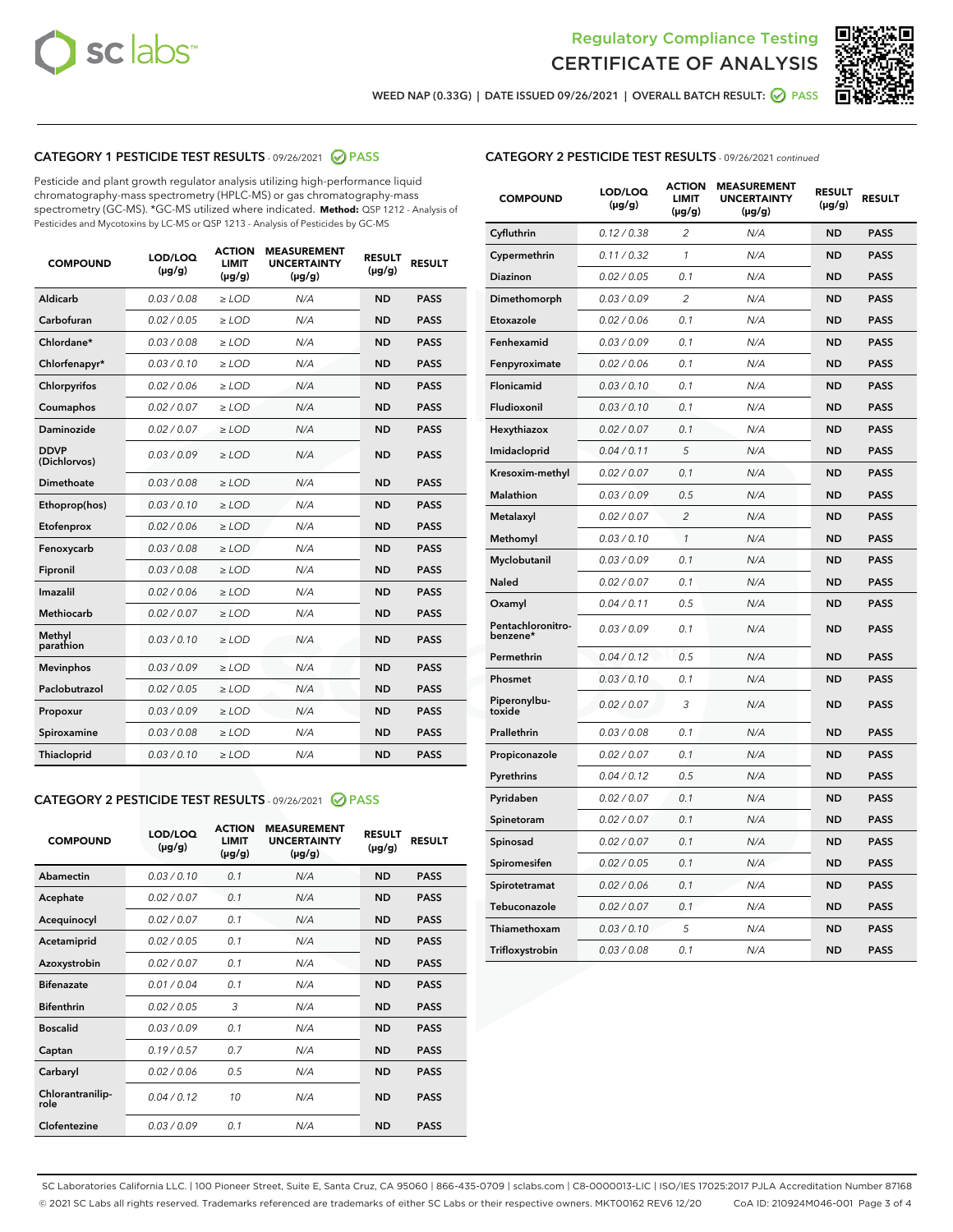Regulatory Compliance Testing
CERTIFICATE OF ANALYSIS

WEED NAP (0.33G) | DATE ISSUED 09/26/2021 | OVERALL BATCH RESULT: PASS

## CATEGORY 1 PESTICIDE TEST RESULTS - 09/26/2021 PASS

Pesticide and plant growth regulator analysis utilizing high-performance liquid chromatography-mass spectrometry (HPLC-MS) or gas chromatography-mass spectrometry (GC-MS). *GC-MS utilized where indicated. **Method:** QSP 1212 - Analysis of Pesticides and Mycotoxins by LC-MS or QSP 1213 - Analysis of Pesticides by GC-MS

| COMPOUND | LOD/LOQ (µg/g) | ACTION LIMIT (µg/g) | MEASUREMENT UNCERTAINTY (µg/g) | RESULT (µg/g) | RESULT |
|---|---|---|---|---|---|
| Aldicarb | 0.03 / 0.08 | ≥ LOD | N/A | ND | PASS |
| Carbofuran | 0.02 / 0.05 | ≥ LOD | N/A | ND | PASS |
| Chlordane* | 0.03 / 0.08 | ≥ LOD | N/A | ND | PASS |
| Chlorfenapyr* | 0.03 / 0.10 | ≥ LOD | N/A | ND | PASS |
| Chlorpyrifos | 0.02 / 0.06 | ≥ LOD | N/A | ND | PASS |
| Coumaphos | 0.02 / 0.07 | ≥ LOD | N/A | ND | PASS |
| Daminozide | 0.02 / 0.07 | ≥ LOD | N/A | ND | PASS |
| DDVP (Dichlorvos) | 0.03 / 0.09 | ≥ LOD | N/A | ND | PASS |
| Dimethoate | 0.03 / 0.08 | ≥ LOD | N/A | ND | PASS |
| Ethoprop(hos) | 0.03 / 0.10 | ≥ LOD | N/A | ND | PASS |
| Etofenprox | 0.02 / 0.06 | ≥ LOD | N/A | ND | PASS |
| Fenoxycarb | 0.03 / 0.08 | ≥ LOD | N/A | ND | PASS |
| Fipronil | 0.03 / 0.08 | ≥ LOD | N/A | ND | PASS |
| Imazalil | 0.02 / 0.06 | ≥ LOD | N/A | ND | PASS |
| Methiocarb | 0.02 / 0.07 | ≥ LOD | N/A | ND | PASS |
| Methyl parathion | 0.03 / 0.10 | ≥ LOD | N/A | ND | PASS |
| Mevinphos | 0.03 / 0.09 | ≥ LOD | N/A | ND | PASS |
| Paclobutrazol | 0.02 / 0.05 | ≥ LOD | N/A | ND | PASS |
| Propoxur | 0.03 / 0.09 | ≥ LOD | N/A | ND | PASS |
| Spiroxamine | 0.03 / 0.08 | ≥ LOD | N/A | ND | PASS |
| Thiacloprid | 0.03 / 0.10 | ≥ LOD | N/A | ND | PASS |

## CATEGORY 2 PESTICIDE TEST RESULTS - 09/26/2021 PASS

| COMPOUND | LOD/LOQ (µg/g) | ACTION LIMIT (µg/g) | MEASUREMENT UNCERTAINTY (µg/g) | RESULT (µg/g) | RESULT |
|---|---|---|---|---|---|
| Abamectin | 0.03 / 0.10 | 0.1 | N/A | ND | PASS |
| Acephate | 0.02 / 0.07 | 0.1 | N/A | ND | PASS |
| Acequinocyl | 0.02 / 0.07 | 0.1 | N/A | ND | PASS |
| Acetamiprid | 0.02 / 0.05 | 0.1 | N/A | ND | PASS |
| Azoxystrobin | 0.02 / 0.07 | 0.1 | N/A | ND | PASS |
| Bifenazate | 0.01 / 0.04 | 0.1 | N/A | ND | PASS |
| Bifenthrin | 0.02 / 0.05 | 3 | N/A | ND | PASS |
| Boscalid | 0.03 / 0.09 | 0.1 | N/A | ND | PASS |
| Captan | 0.19 / 0.57 | 0.7 | N/A | ND | PASS |
| Carbaryl | 0.02 / 0.06 | 0.5 | N/A | ND | PASS |
| Chlorantraniliprole | 0.04 / 0.12 | 10 | N/A | ND | PASS |
| Clofentezine | 0.03 / 0.09 | 0.1 | N/A | ND | PASS |
| Cyfluthrin | 0.12 / 0.38 | 2 | N/A | ND | PASS |
| Cypermethrin | 0.11 / 0.32 | 1 | N/A | ND | PASS |
| Diazinon | 0.02 / 0.05 | 0.1 | N/A | ND | PASS |
| Dimethomorph | 0.03 / 0.09 | 2 | N/A | ND | PASS |
| Etoxazole | 0.02 / 0.06 | 0.1 | N/A | ND | PASS |
| Fenhexamid | 0.03 / 0.09 | 0.1 | N/A | ND | PASS |
| Fenpyroximate | 0.02 / 0.06 | 0.1 | N/A | ND | PASS |
| Flonicamid | 0.03 / 0.10 | 0.1 | N/A | ND | PASS |
| Fludioxonil | 0.03 / 0.10 | 0.1 | N/A | ND | PASS |
| Hexythiazox | 0.02 / 0.07 | 0.1 | N/A | ND | PASS |
| Imidacloprid | 0.04 / 0.11 | 5 | N/A | ND | PASS |
| Kresoxim-methyl | 0.02 / 0.07 | 0.1 | N/A | ND | PASS |
| Malathion | 0.03 / 0.09 | 0.5 | N/A | ND | PASS |
| Metalaxyl | 0.02 / 0.07 | 2 | N/A | ND | PASS |
| Methomyl | 0.03 / 0.10 | 1 | N/A | ND | PASS |
| Myclobutanil | 0.03 / 0.09 | 0.1 | N/A | ND | PASS |
| Naled | 0.02 / 0.07 | 0.1 | N/A | ND | PASS |
| Oxamyl | 0.04 / 0.11 | 0.5 | N/A | ND | PASS |
| Pentachloronitrobenzene* | 0.03 / 0.09 | 0.1 | N/A | ND | PASS |
| Permethrin | 0.04 / 0.12 | 0.5 | N/A | ND | PASS |
| Phosmet | 0.03 / 0.10 | 0.1 | N/A | ND | PASS |
| Piperonylbutoxide | 0.02 / 0.07 | 3 | N/A | ND | PASS |
| Prallethrin | 0.03 / 0.08 | 0.1 | N/A | ND | PASS |
| Propiconazole | 0.02 / 0.07 | 0.1 | N/A | ND | PASS |
| Pyrethrins | 0.04 / 0.12 | 0.5 | N/A | ND | PASS |
| Pyridaben | 0.02 / 0.07 | 0.1 | N/A | ND | PASS |
| Spinetoram | 0.02 / 0.07 | 0.1 | N/A | ND | PASS |
| Spinosad | 0.02 / 0.07 | 0.1 | N/A | ND | PASS |
| Spiromesifen | 0.02 / 0.05 | 0.1 | N/A | ND | PASS |
| Spirotetramat | 0.02 / 0.06 | 0.1 | N/A | ND | PASS |
| Tebuconazole | 0.02 / 0.07 | 0.1 | N/A | ND | PASS |
| Thiamethoxam | 0.03 / 0.10 | 5 | N/A | ND | PASS |
| Trifloxystrobin | 0.03 / 0.08 | 0.1 | N/A | ND | PASS |

SC Laboratories California LLC. | 100 Pioneer Street, Suite E, Santa Cruz, CA 95060 | 866-435-0709 | sclabs.com | C8-0000013-LIC | ISO/IES 17025:2017 PJLA Accreditation Number 87168
© 2021 SC Labs all rights reserved. Trademarks referenced are trademarks of either SC Labs or their respective owners. MKT00162 REV6 12/20 CoA ID: 210924M046-001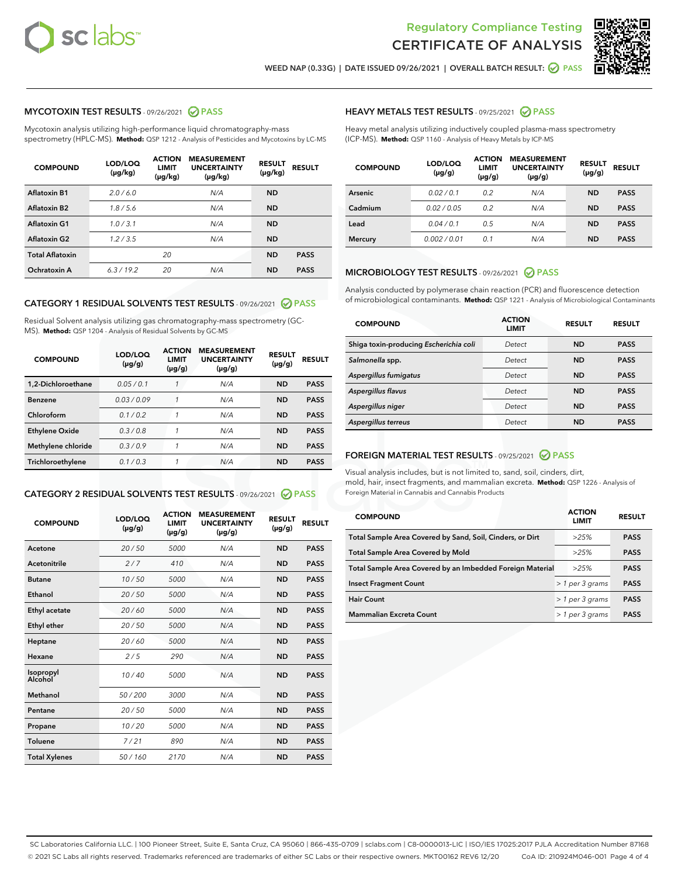Regulatory Compliance Testing
# CERTIFICATE OF ANALYSIS

WEED NAP (0.33G) | DATE ISSUED 09/26/2021 | OVERALL BATCH RESULT: PASS

## MYCOTOXIN TEST RESULTS - 09/26/2021 PASS

Mycotoxin analysis utilizing high-performance liquid chromatography-mass spectrometry (HPLC-MS). **Method:** QSP 1212 - Analysis of Pesticides and Mycotoxins by LC-MS

| COMPOUND | LOD/LOQ (µg/kg) | ACTION LIMIT (µg/kg) | MEASUREMENT UNCERTAINTY (µg/kg) | RESULT (µg/kg) | RESULT |
|---|---|---|---|---|---|
| Aflatoxin B1 | 2.0 / 6.0 | | N/A | ND | |
| Aflatoxin B2 | 1.8 / 5.6 | | N/A | ND | |
| Aflatoxin G1 | 1.0 / 3.1 | | N/A | ND | |
| Aflatoxin G2 | 1.2 / 3.5 | | N/A | ND | |
| Total Aflatoxin | | 20 | | ND | PASS |
| Ochratoxin A | 6.3 / 19.2 | 20 | N/A | ND | PASS |

## CATEGORY 1 RESIDUAL SOLVENTS TEST RESULTS - 09/26/2021 PASS

Residual Solvent analysis utilizing gas chromatography-mass spectrometry (GC-MS). **Method:** QSP 1204 - Analysis of Residual Solvents by GC-MS

| COMPOUND | LOD/LOQ (µg/g) | ACTION LIMIT (µg/g) | MEASUREMENT UNCERTAINTY (µg/g) | RESULT (µg/g) | RESULT |
|---|---|---|---|---|---|
| 1,2-Dichloroethane | 0.05 / 0.1 | 1 | N/A | ND | PASS |
| Benzene | 0.03 / 0.09 | 1 | N/A | ND | PASS |
| Chloroform | 0.1 / 0.2 | 1 | N/A | ND | PASS |
| Ethylene Oxide | 0.3 / 0.8 | 1 | N/A | ND | PASS |
| Methylene chloride | 0.3 / 0.9 | 1 | N/A | ND | PASS |
| Trichloroethylene | 0.1 / 0.3 | 1 | N/A | ND | PASS |

## CATEGORY 2 RESIDUAL SOLVENTS TEST RESULTS - 09/26/2021 PASS

| COMPOUND | LOD/LOQ (µg/g) | ACTION LIMIT (µg/g) | MEASUREMENT UNCERTAINTY (µg/g) | RESULT (µg/g) | RESULT |
|---|---|---|---|---|---|
| Acetone | 20 / 50 | 5000 | N/A | ND | PASS |
| Acetonitrile | 2 / 7 | 410 | N/A | ND | PASS |
| Butane | 10 / 50 | 5000 | N/A | ND | PASS |
| Ethanol | 20 / 50 | 5000 | N/A | ND | PASS |
| Ethyl acetate | 20 / 60 | 5000 | N/A | ND | PASS |
| Ethyl ether | 20 / 50 | 5000 | N/A | ND | PASS |
| Heptane | 20 / 60 | 5000 | N/A | ND | PASS |
| Hexane | 2 / 5 | 290 | N/A | ND | PASS |
| Isopropyl Alcohol | 10 / 40 | 5000 | N/A | ND | PASS |
| Methanol | 50 / 200 | 3000 | N/A | ND | PASS |
| Pentane | 20 / 50 | 5000 | N/A | ND | PASS |
| Propane | 10 / 20 | 5000 | N/A | ND | PASS |
| Toluene | 7 / 21 | 890 | N/A | ND | PASS |
| Total Xylenes | 50 / 160 | 2170 | N/A | ND | PASS |

## HEAVY METALS TEST RESULTS - 09/25/2021 PASS

Heavy metal analysis utilizing inductively coupled plasma-mass spectrometry (ICP-MS). **Method:** QSP 1160 - Analysis of Heavy Metals by ICP-MS

| COMPOUND | LOD/LOQ (µg/g) | ACTION LIMIT (µg/g) | MEASUREMENT UNCERTAINTY (µg/g) | RESULT (µg/g) | RESULT |
|---|---|---|---|---|---|
| Arsenic | 0.02 / 0.1 | 0.2 | N/A | ND | PASS |
| Cadmium | 0.02 / 0.05 | 0.2 | N/A | ND | PASS |
| Lead | 0.04 / 0.1 | 0.5 | N/A | ND | PASS |
| Mercury | 0.002 / 0.01 | 0.1 | N/A | ND | PASS |

## MICROBIOLOGY TEST RESULTS - 09/26/2021 PASS

Analysis conducted by polymerase chain reaction (PCR) and fluorescence detection of microbiological contaminants. **Method:** QSP 1221 - Analysis of Microbiological Contaminants

| COMPOUND | ACTION LIMIT | RESULT | RESULT |
|---|---|---|---|
| Shiga toxin-producing *Escherichia coli* | Detect | ND | PASS |
| *Salmonella* spp. | Detect | ND | PASS |
| *Aspergillus fumigatus* | Detect | ND | PASS |
| *Aspergillus flavus* | Detect | ND | PASS |
| *Aspergillus niger* | Detect | ND | PASS |
| *Aspergillus terreus* | Detect | ND | PASS |

## FOREIGN MATERIAL TEST RESULTS - 09/25/2021 PASS

Visual analysis includes, but is not limited to, sand, soil, cinders, dirt, mold, hair, insect fragments, and mammalian excreta. **Method:** QSP 1226 - Analysis of Foreign Material in Cannabis and Cannabis Products

| COMPOUND | ACTION LIMIT | RESULT |
|---|---|---|
| Total Sample Area Covered by Sand, Soil, Cinders, or Dirt | >25% | PASS |
| Total Sample Area Covered by Mold | >25% | PASS |
| Total Sample Area Covered by an Imbedded Foreign Material | >25% | PASS |
| Insect Fragment Count | > 1 per 3 grams | PASS |
| Hair Count | > 1 per 3 grams | PASS |
| Mammalian Excreta Count | > 1 per 3 grams | PASS |

SC Laboratories California LLC. | 100 Pioneer Street, Suite E, Santa Cruz, CA 95060 | 866-435-0709 | sclabs.com | C8-0000013-LIC | ISO/IES 17025:2017 PJLA Accreditation Number 87168
© 2021 SC Labs all rights reserved. Trademarks referenced are trademarks of either SC Labs or their respective owners. MKT00162 REV6 12/20 CoA ID: 210924M046-001